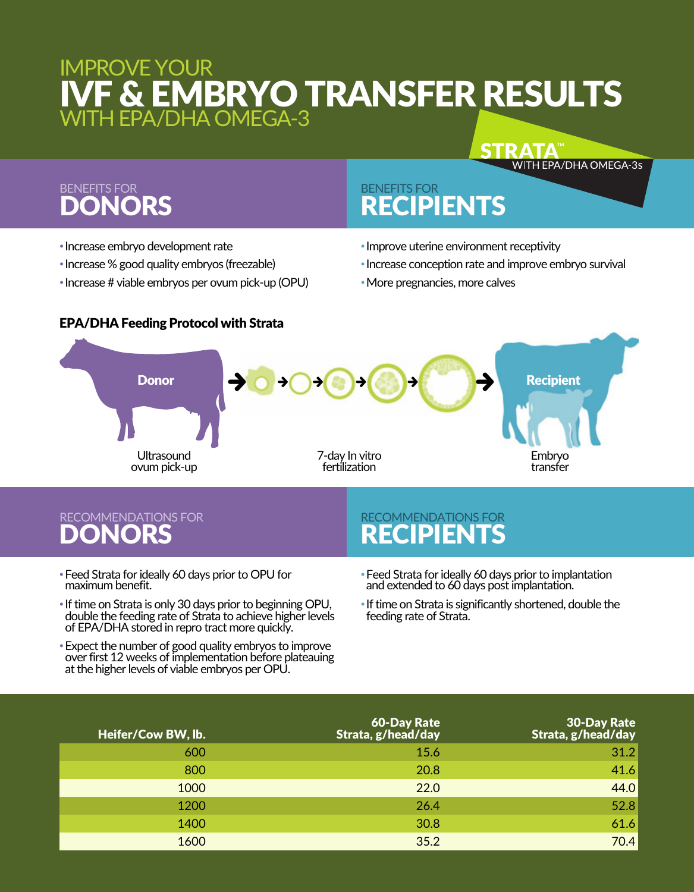# IMPROVE YOUR IVF & EMBRYO TRANSFER RESULTS WITH EPA/DHA OMEGA-3

STRATA™ WITH EPA/DHA OMEGA-3s

## BENEFITS FOR DONORS

- Increase embryo development rate
- Increase % good quality embryos (freezable)
- Increase # viable embryos per ovum pick-up (OPU)

## BENEFITS FOR RECIPIENTS

- Improve uterine environment receptivity
- Increase conception rate and improve embryo survival
- More pregnancies, more calves

**EPA/DHA Feeding Protocol with Strata**

Donor → Recipient

Ultrasound ovum pick-up

7-day In vitro fertilization

Embryo transfer

## RECOMMENDATIONS FOR DONORS

- Feed Strata for ideally 60 days prior to OPU for maximum benefit.
- If time on Strata is only 30 days prior to beginning OPU, double the feeding rate of Strata to achieve higher levels of EPA/DHA stored in repro tract more quickly.
- Expect the number of good quality embryos to improve over first 12 weeks of implementation before plateauing at the higher levels of viable embryos per OPU.

## RECOMMENDATIONS FOR RECIPIENTS

- Feed Strata for ideally 60 days prior to implantation and extended to 60 days post implantation.
- If time on Strata is significantly shortened, double the feeding rate of Strata.

| Heifer/Cow BW, lb. | 60-Day Rate Strata, g/head/day | 30-Day Rate Strata, g/head/day |
|---|---|---|
| 600 | 15.6 | 31.2 |
| 800 | 20.8 | 41.6 |
| 1000 | 22.0 | 44.0 |
| 1200 | 26.4 | 52.8 |
| 1400 | 30.8 | 61.6 |
| 1600 | 35.2 | 70.4 |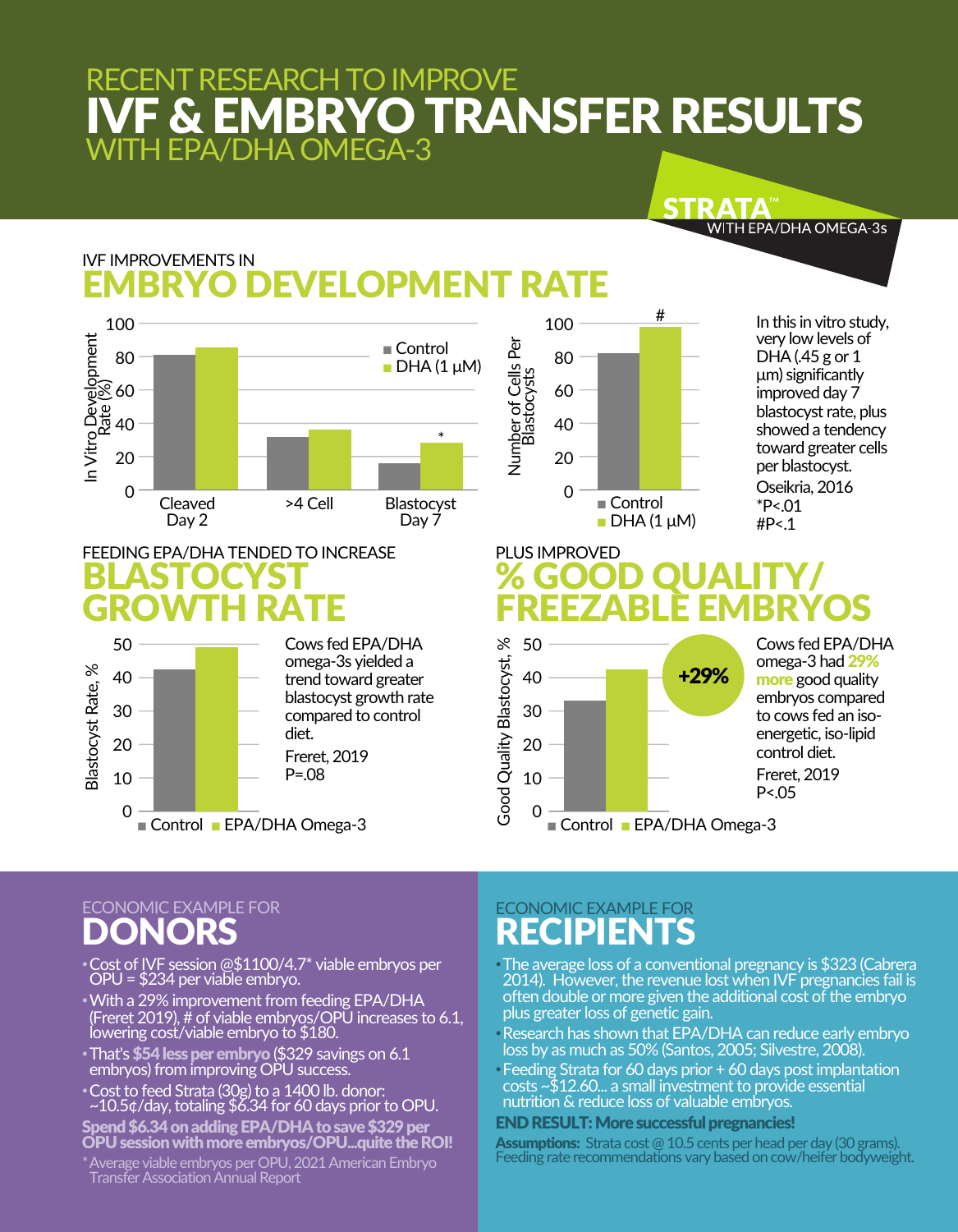# RECENT RESEARCH TO IMPROVE IVF & EMBRYO TRANSFER RESULTS WITH EPA/DHA OMEGA-3

STRATA™
WITH EPA/DHA OMEGA-3s

## IVF IMPROVEMENTS IN EMBRYO DEVELOPMENT RATE

In Vitro Development Rate (%)
100
80
60
40
20
0
Cleaved Day 2
>4 Cell
Blastocyst Day 7
*
Control
DHA (1 μM)

Number of Cells Per Blastocysts
100
80
60
40
20
0
#
Control
DHA (1 μM)

In this in vitro study, very low levels of DHA (.45 g or 1 μm) significantly improved day 7 blastocyst rate, plus showed a tendency toward greater cells per blastocyst.
Oseikria, 2016
*P<.01
#P<.1

## FEEDING EPA/DHA TENDED TO INCREASE BLASTOCYST GROWTH RATE

Blastocyst Rate, %
50
40
30
20
10
0
Control
EPA/DHA Omega-3

Cows fed EPA/DHA omega-3s yielded a trend toward greater blastocyst growth rate compared to control diet.

Freret, 2019
P=.08

## PLUS IMPROVED % GOOD QUALITY/ FREEZABLE EMBRYOS

Good Quality Blastocyst, %
50
40
30
20
10
0
+29%
Control
EPA/DHA Omega-3

Cows fed EPA/DHA omega-3 had **29% more** good quality embryos compared to cows fed an iso-energetic, iso-lipid control diet.

Freret, 2019
P<.05

## ECONOMIC EXAMPLE FOR DONORS

- Cost of IVF session @$1100/4.7* viable embryos per OPU = $234 per viable embryo.
- With a 29% improvement from feeding EPA/DHA (Freret 2019), # of viable embryos/OPU increases to 6.1, lowering cost/viable embryo to $180.
- That's **$54 less per embryo** ($329 savings on 6.1 embryos) from improving OPU success.
- Cost to feed Strata (30g) to a 1400 lb. donor: ~10.5¢/day, totaling $6.34 for 60 days prior to OPU.

**Spend $6.34 on adding EPA/DHA to save $329 per OPU session with more embryos/OPU...quite the ROI!**

\* Average viable embryos per OPU, 2021 American Embryo Transfer Association Annual Report

## ECONOMIC EXAMPLE FOR RECIPIENTS

- The average loss of a conventional pregnancy is $323 (Cabrera 2014). However, the revenue lost when IVF pregnancies fail is often double or more given the additional cost of the embryo plus greater loss of genetic gain.
- Research has shown that EPA/DHA can reduce early embryo loss by as much as 50% (Santos, 2005; Silvestre, 2008).
- Feeding Strata for 60 days prior + 60 days post implantation costs ~$12.60... a small investment to provide essential nutrition & reduce loss of valuable embryos.

**END RESULT: More successful pregnancies!**

**Assumptions:** Strata cost @ 10.5 cents per head per day (30 grams). Feeding rate recommendations vary based on cow/heifer bodyweight.